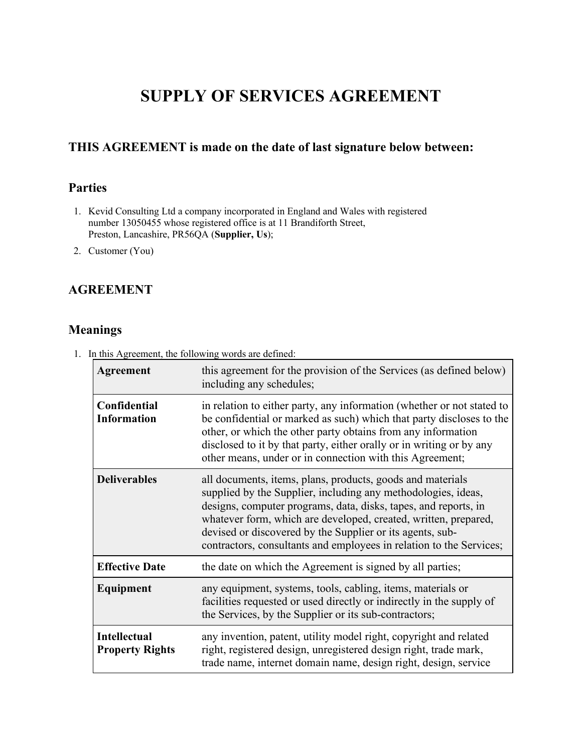# SUPPLY OF SERVICES AGREEMENT

### THIS AGREEMENT is made on the date of last signature below between:

## Parties

1. Kevid Consulting Ltd a company incorporated in England and Wales with registered number 13050455 whose registered office is at 11 Brandiforth Street, Preston, Lancashire, PR56QA (**Supplier, Us**);
2. Customer (You)

## AGREEMENT

## Meanings

1. In this Agreement, the following words are defined:

| | |
|---|---|
| **Agreement** | this agreement for the provision of the Services (as defined below) including any schedules; |
| **Confidential Information** | in relation to either party, any information (whether or not stated to be confidential or marked as such) which that party discloses to the other, or which the other party obtains from any information disclosed to it by that party, either orally or in writing or by any other means, under or in connection with this Agreement; |
| **Deliverables** | all documents, items, plans, products, goods and materials supplied by the Supplier, including any methodologies, ideas, designs, computer programs, data, disks, tapes, and reports, in whatever form, which are developed, created, written, prepared, devised or discovered by the Supplier or its agents, sub-contractors, consultants and employees in relation to the Services; |
| **Effective Date** | the date on which the Agreement is signed by all parties; |
| **Equipment** | any equipment, systems, tools, cabling, items, materials or facilities requested or used directly or indirectly in the supply of the Services, by the Supplier or its sub-contractors; |
| **Intellectual Property Rights** | any invention, patent, utility model right, copyright and related right, registered design, unregistered design right, trade mark, trade name, internet domain name, design right, design, service |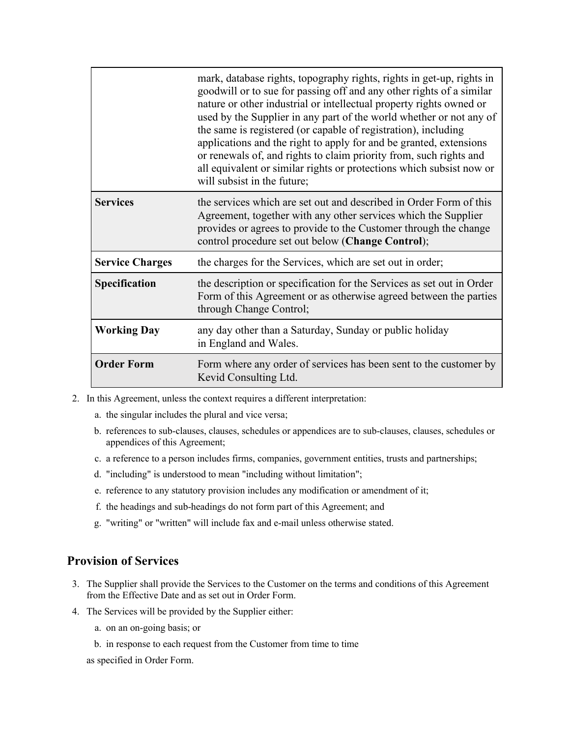| | |
|---|---|
| | mark, database rights, topography rights, rights in get-up, rights in goodwill or to sue for passing off and any other rights of a similar nature or other industrial or intellectual property rights owned or used by the Supplier in any part of the world whether or not any of the same is registered (or capable of registration), including applications and the right to apply for and be granted, extensions or renewals of, and rights to claim priority from, such rights and all equivalent or similar rights or protections which subsist now or will subsist in the future; |
| **Services** | the services which are set out and described in Order Form of this Agreement, together with any other services which the Supplier provides or agrees to provide to the Customer through the change control procedure set out below (**Change Control**); |
| **Service Charges** | the charges for the Services, which are set out in order; |
| **Specification** | the description or specification for the Services as set out in Order Form of this Agreement or as otherwise agreed between the parties through Change Control; |
| **Working Day** | any day other than a Saturday, Sunday or public holiday in England and Wales. |
| **Order Form** | Form where any order of services has been sent to the customer by Kevid Consulting Ltd. |

2. In this Agreement, unless the context requires a different interpretation:
   a. the singular includes the plural and vice versa;
   b. references to sub-clauses, clauses, schedules or appendices are to sub-clauses, clauses, schedules or appendices of this Agreement;
   c. a reference to a person includes firms, companies, government entities, trusts and partnerships;
   d. "including" is understood to mean "including without limitation";
   e. reference to any statutory provision includes any modification or amendment of it;
   f. the headings and sub-headings do not form part of this Agreement; and
   g. "writing" or "written" will include fax and e-mail unless otherwise stated.

## Provision of Services

3. The Supplier shall provide the Services to the Customer on the terms and conditions of this Agreement from the Effective Date and as set out in Order Form.
4. The Services will be provided by the Supplier either:
   a. on an on-going basis; or
   b. in response to each request from the Customer from time to time

   as specified in Order Form.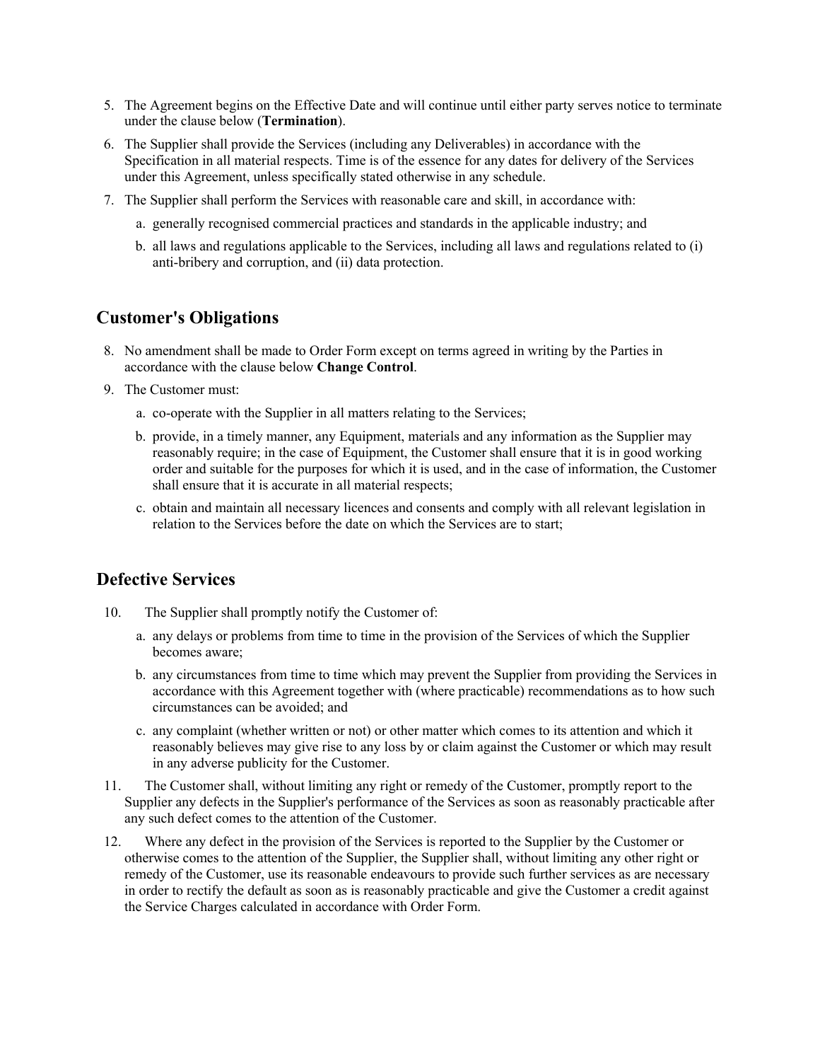5. The Agreement begins on the Effective Date and will continue until either party serves notice to terminate under the clause below (**Termination**).
6. The Supplier shall provide the Services (including any Deliverables) in accordance with the Specification in all material respects. Time is of the essence for any dates for delivery of the Services under this Agreement, unless specifically stated otherwise in any schedule.
7. The Supplier shall perform the Services with reasonable care and skill, in accordance with:
    a. generally recognised commercial practices and standards in the applicable industry; and
    b. all laws and regulations applicable to the Services, including all laws and regulations related to (i) anti-bribery and corruption, and (ii) data protection.

## Customer's Obligations

8. No amendment shall be made to Order Form except on terms agreed in writing by the Parties in accordance with the clause below **Change Control**.
9. The Customer must:
    a. co-operate with the Supplier in all matters relating to the Services;
    b. provide, in a timely manner, any Equipment, materials and any information as the Supplier may reasonably require; in the case of Equipment, the Customer shall ensure that it is in good working order and suitable for the purposes for which it is used, and in the case of information, the Customer shall ensure that it is accurate in all material respects;
    c. obtain and maintain all necessary licences and consents and comply with all relevant legislation in relation to the Services before the date on which the Services are to start;

## Defective Services

10. The Supplier shall promptly notify the Customer of:
    a. any delays or problems from time to time in the provision of the Services of which the Supplier becomes aware;
    b. any circumstances from time to time which may prevent the Supplier from providing the Services in accordance with this Agreement together with (where practicable) recommendations as to how such circumstances can be avoided; and
    c. any complaint (whether written or not) or other matter which comes to its attention and which it reasonably believes may give rise to any loss by or claim against the Customer or which may result in any adverse publicity for the Customer.
11. The Customer shall, without limiting any right or remedy of the Customer, promptly report to the Supplier any defects in the Supplier's performance of the Services as soon as reasonably practicable after any such defect comes to the attention of the Customer.
12. Where any defect in the provision of the Services is reported to the Supplier by the Customer or otherwise comes to the attention of the Supplier, the Supplier shall, without limiting any other right or remedy of the Customer, use its reasonable endeavours to provide such further services as are necessary in order to rectify the default as soon as is reasonably practicable and give the Customer a credit against the Service Charges calculated in accordance with Order Form.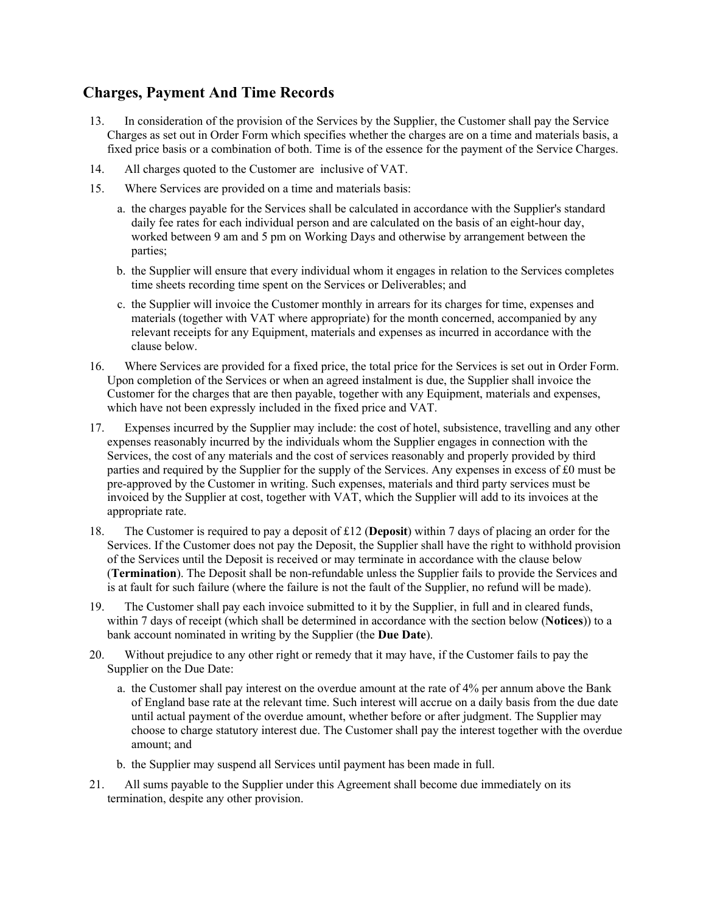## Charges, Payment And Time Records

13. In consideration of the provision of the Services by the Supplier, the Customer shall pay the Service Charges as set out in Order Form which specifies whether the charges are on a time and materials basis, a fixed price basis or a combination of both. Time is of the essence for the payment of the Service Charges.

14. All charges quoted to the Customer are inclusive of VAT.

15. Where Services are provided on a time and materials basis:

    a. the charges payable for the Services shall be calculated in accordance with the Supplier's standard daily fee rates for each individual person and are calculated on the basis of an eight-hour day, worked between 9 am and 5 pm on Working Days and otherwise by arrangement between the parties;

    b. the Supplier will ensure that every individual whom it engages in relation to the Services completes time sheets recording time spent on the Services or Deliverables; and

    c. the Supplier will invoice the Customer monthly in arrears for its charges for time, expenses and materials (together with VAT where appropriate) for the month concerned, accompanied by any relevant receipts for any Equipment, materials and expenses as incurred in accordance with the clause below.

16. Where Services are provided for a fixed price, the total price for the Services is set out in Order Form. Upon completion of the Services or when an agreed instalment is due, the Supplier shall invoice the Customer for the charges that are then payable, together with any Equipment, materials and expenses, which have not been expressly included in the fixed price and VAT.

17. Expenses incurred by the Supplier may include: the cost of hotel, subsistence, travelling and any other expenses reasonably incurred by the individuals whom the Supplier engages in connection with the Services, the cost of any materials and the cost of services reasonably and properly provided by third parties and required by the Supplier for the supply of the Services. Any expenses in excess of £0 must be pre-approved by the Customer in writing. Such expenses, materials and third party services must be invoiced by the Supplier at cost, together with VAT, which the Supplier will add to its invoices at the appropriate rate.

18. The Customer is required to pay a deposit of £12 (**Deposit**) within 7 days of placing an order for the Services. If the Customer does not pay the Deposit, the Supplier shall have the right to withhold provision of the Services until the Deposit is received or may terminate in accordance with the clause below (**Termination**). The Deposit shall be non-refundable unless the Supplier fails to provide the Services and is at fault for such failure (where the failure is not the fault of the Supplier, no refund will be made).

19. The Customer shall pay each invoice submitted to it by the Supplier, in full and in cleared funds, within 7 days of receipt (which shall be determined in accordance with the section below (**Notices**)) to a bank account nominated in writing by the Supplier (the **Due Date**).

20. Without prejudice to any other right or remedy that it may have, if the Customer fails to pay the Supplier on the Due Date:

    a. the Customer shall pay interest on the overdue amount at the rate of 4% per annum above the Bank of England base rate at the relevant time. Such interest will accrue on a daily basis from the due date until actual payment of the overdue amount, whether before or after judgment. The Supplier may choose to charge statutory interest due. The Customer shall pay the interest together with the overdue amount; and

    b. the Supplier may suspend all Services until payment has been made in full.

21. All sums payable to the Supplier under this Agreement shall become due immediately on its termination, despite any other provision.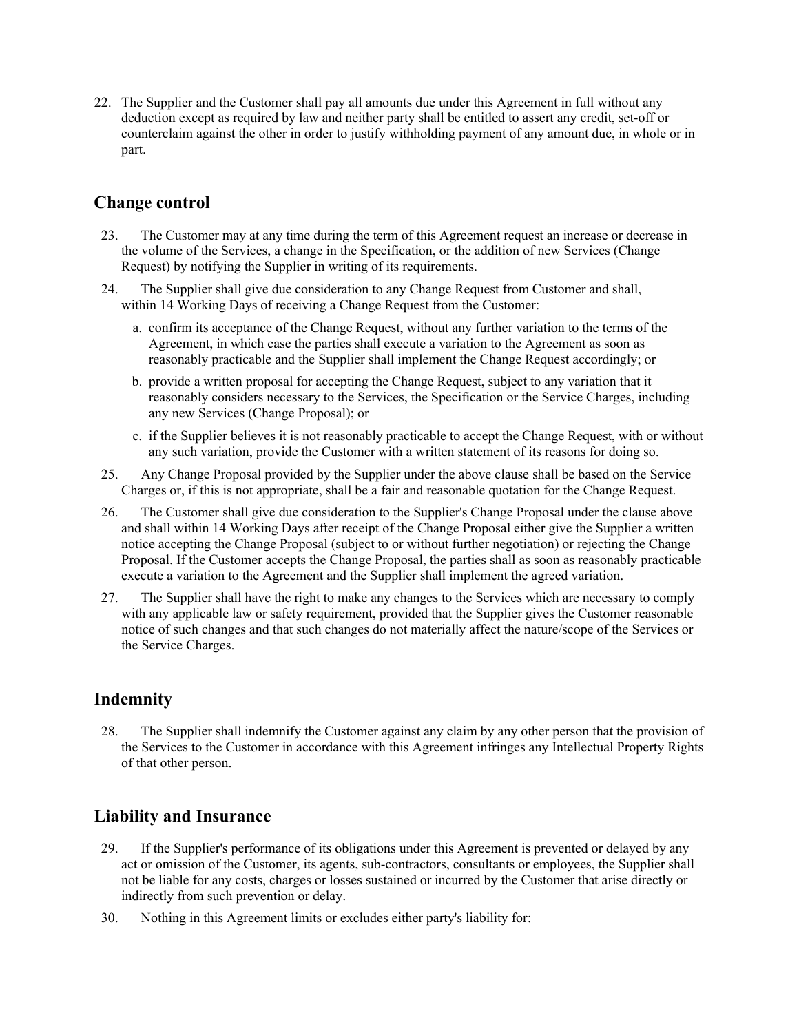22. The Supplier and the Customer shall pay all amounts due under this Agreement in full without any deduction except as required by law and neither party shall be entitled to assert any credit, set-off or counterclaim against the other in order to justify withholding payment of any amount due, in whole or in part.

## Change control

23. The Customer may at any time during the term of this Agreement request an increase or decrease in the volume of the Services, a change in the Specification, or the addition of new Services (Change Request) by notifying the Supplier in writing of its requirements.
24. The Supplier shall give due consideration to any Change Request from Customer and shall, within 14 Working Days of receiving a Change Request from the Customer:
    a. confirm its acceptance of the Change Request, without any further variation to the terms of the Agreement, in which case the parties shall execute a variation to the Agreement as soon as reasonably practicable and the Supplier shall implement the Change Request accordingly; or
    b. provide a written proposal for accepting the Change Request, subject to any variation that it reasonably considers necessary to the Services, the Specification or the Service Charges, including any new Services (Change Proposal); or
    c. if the Supplier believes it is not reasonably practicable to accept the Change Request, with or without any such variation, provide the Customer with a written statement of its reasons for doing so.
25. Any Change Proposal provided by the Supplier under the above clause shall be based on the Service Charges or, if this is not appropriate, shall be a fair and reasonable quotation for the Change Request.
26. The Customer shall give due consideration to the Supplier's Change Proposal under the clause above and shall within 14 Working Days after receipt of the Change Proposal either give the Supplier a written notice accepting the Change Proposal (subject to or without further negotiation) or rejecting the Change Proposal. If the Customer accepts the Change Proposal, the parties shall as soon as reasonably practicable execute a variation to the Agreement and the Supplier shall implement the agreed variation.
27. The Supplier shall have the right to make any changes to the Services which are necessary to comply with any applicable law or safety requirement, provided that the Supplier gives the Customer reasonable notice of such changes and that such changes do not materially affect the nature/scope of the Services or the Service Charges.

## Indemnity

28. The Supplier shall indemnify the Customer against any claim by any other person that the provision of the Services to the Customer in accordance with this Agreement infringes any Intellectual Property Rights of that other person.

## Liability and Insurance

29. If the Supplier's performance of its obligations under this Agreement is prevented or delayed by any act or omission of the Customer, its agents, sub-contractors, consultants or employees, the Supplier shall not be liable for any costs, charges or losses sustained or incurred by the Customer that arise directly or indirectly from such prevention or delay.
30. Nothing in this Agreement limits or excludes either party's liability for: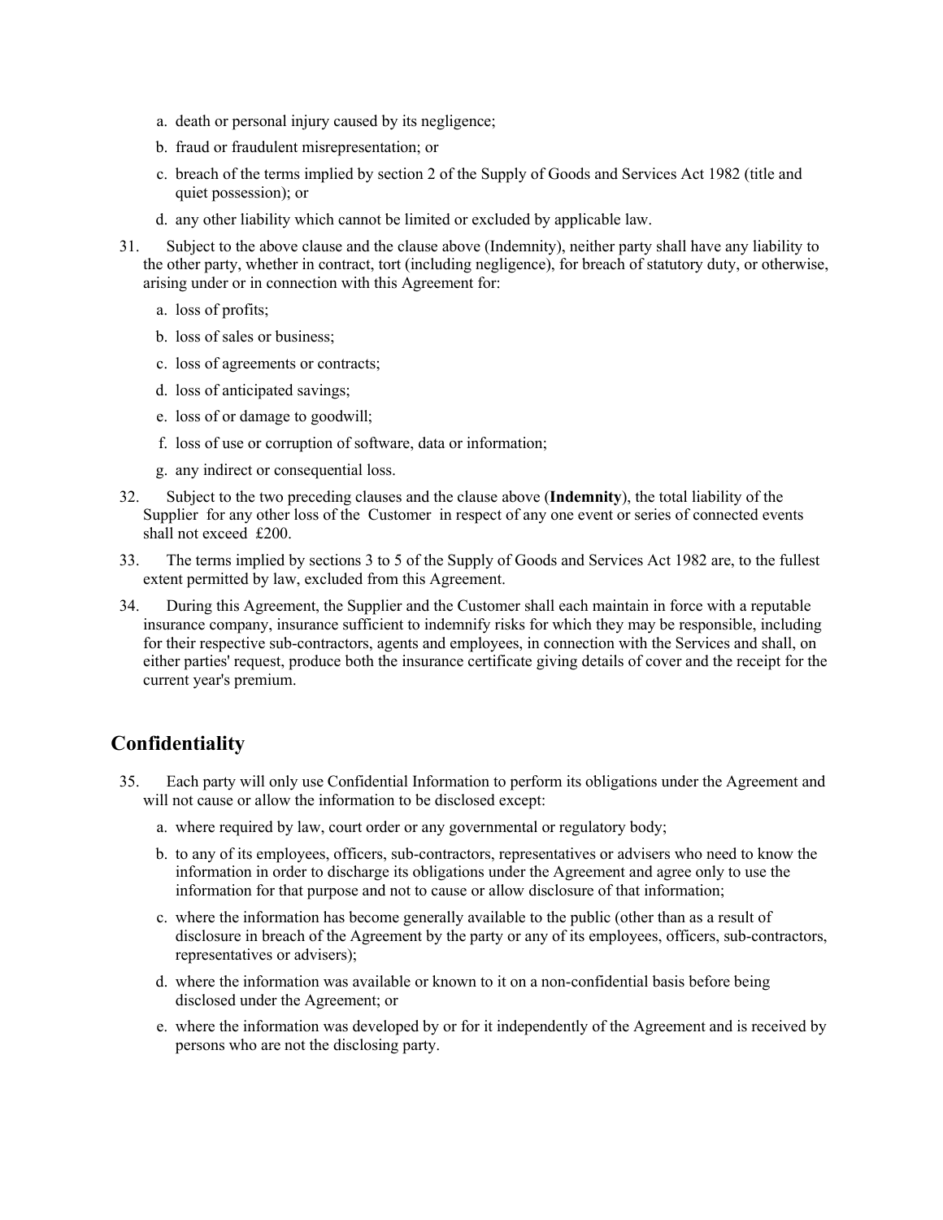a. death or personal injury caused by its negligence;

b. fraud or fraudulent misrepresentation; or

c. breach of the terms implied by section 2 of the Supply of Goods and Services Act 1982 (title and quiet possession); or

d. any other liability which cannot be limited or excluded by applicable law.

31. Subject to the above clause and the clause above (Indemnity), neither party shall have any liability to the other party, whether in contract, tort (including negligence), for breach of statutory duty, or otherwise, arising under or in connection with this Agreement for:

a. loss of profits;

b. loss of sales or business;

c. loss of agreements or contracts;

d. loss of anticipated savings;

e. loss of or damage to goodwill;

f. loss of use or corruption of software, data or information;

g. any indirect or consequential loss.

32. Subject to the two preceding clauses and the clause above (**Indemnity**), the total liability of the Supplier for any other loss of the Customer in respect of any one event or series of connected events shall not exceed £200.

33. The terms implied by sections 3 to 5 of the Supply of Goods and Services Act 1982 are, to the fullest extent permitted by law, excluded from this Agreement.

34. During this Agreement, the Supplier and the Customer shall each maintain in force with a reputable insurance company, insurance sufficient to indemnify risks for which they may be responsible, including for their respective sub-contractors, agents and employees, in connection with the Services and shall, on either parties' request, produce both the insurance certificate giving details of cover and the receipt for the current year's premium.

## Confidentiality

35. Each party will only use Confidential Information to perform its obligations under the Agreement and will not cause or allow the information to be disclosed except:

a. where required by law, court order or any governmental or regulatory body;

b. to any of its employees, officers, sub-contractors, representatives or advisers who need to know the information in order to discharge its obligations under the Agreement and agree only to use the information for that purpose and not to cause or allow disclosure of that information;

c. where the information has become generally available to the public (other than as a result of disclosure in breach of the Agreement by the party or any of its employees, officers, sub-contractors, representatives or advisers);

d. where the information was available or known to it on a non-confidential basis before being disclosed under the Agreement; or

e. where the information was developed by or for it independently of the Agreement and is received by persons who are not the disclosing party.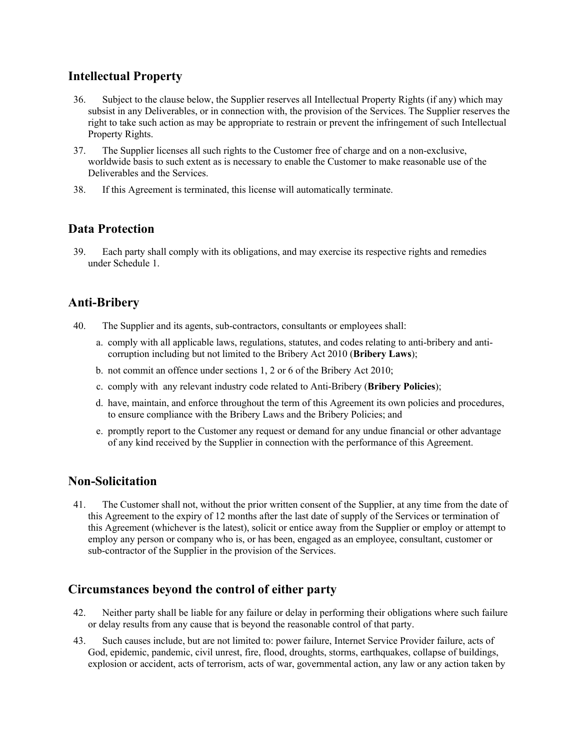## Intellectual Property

36. Subject to the clause below, the Supplier reserves all Intellectual Property Rights (if any) which may subsist in any Deliverables, or in connection with, the provision of the Services. The Supplier reserves the right to take such action as may be appropriate to restrain or prevent the infringement of such Intellectual Property Rights.

37. The Supplier licenses all such rights to the Customer free of charge and on a non-exclusive, worldwide basis to such extent as is necessary to enable the Customer to make reasonable use of the Deliverables and the Services.

38. If this Agreement is terminated, this license will automatically terminate.

## Data Protection

39. Each party shall comply with its obligations, and may exercise its respective rights and remedies under Schedule 1.

## Anti-Bribery

40. The Supplier and its agents, sub-contractors, consultants or employees shall:

   a. comply with all applicable laws, regulations, statutes, and codes relating to anti-bribery and anti-corruption including but not limited to the Bribery Act 2010 (**Bribery Laws**);

   b. not commit an offence under sections 1, 2 or 6 of the Bribery Act 2010;

   c. comply with any relevant industry code related to Anti-Bribery (**Bribery Policies**);

   d. have, maintain, and enforce throughout the term of this Agreement its own policies and procedures, to ensure compliance with the Bribery Laws and the Bribery Policies; and

   e. promptly report to the Customer any request or demand for any undue financial or other advantage of any kind received by the Supplier in connection with the performance of this Agreement.

## Non-Solicitation

41. The Customer shall not, without the prior written consent of the Supplier, at any time from the date of this Agreement to the expiry of 12 months after the last date of supply of the Services or termination of this Agreement (whichever is the latest), solicit or entice away from the Supplier or employ or attempt to employ any person or company who is, or has been, engaged as an employee, consultant, customer or sub-contractor of the Supplier in the provision of the Services.

## Circumstances beyond the control of either party

42. Neither party shall be liable for any failure or delay in performing their obligations where such failure or delay results from any cause that is beyond the reasonable control of that party.

43. Such causes include, but are not limited to: power failure, Internet Service Provider failure, acts of God, epidemic, pandemic, civil unrest, fire, flood, droughts, storms, earthquakes, collapse of buildings, explosion or accident, acts of terrorism, acts of war, governmental action, any law or any action taken by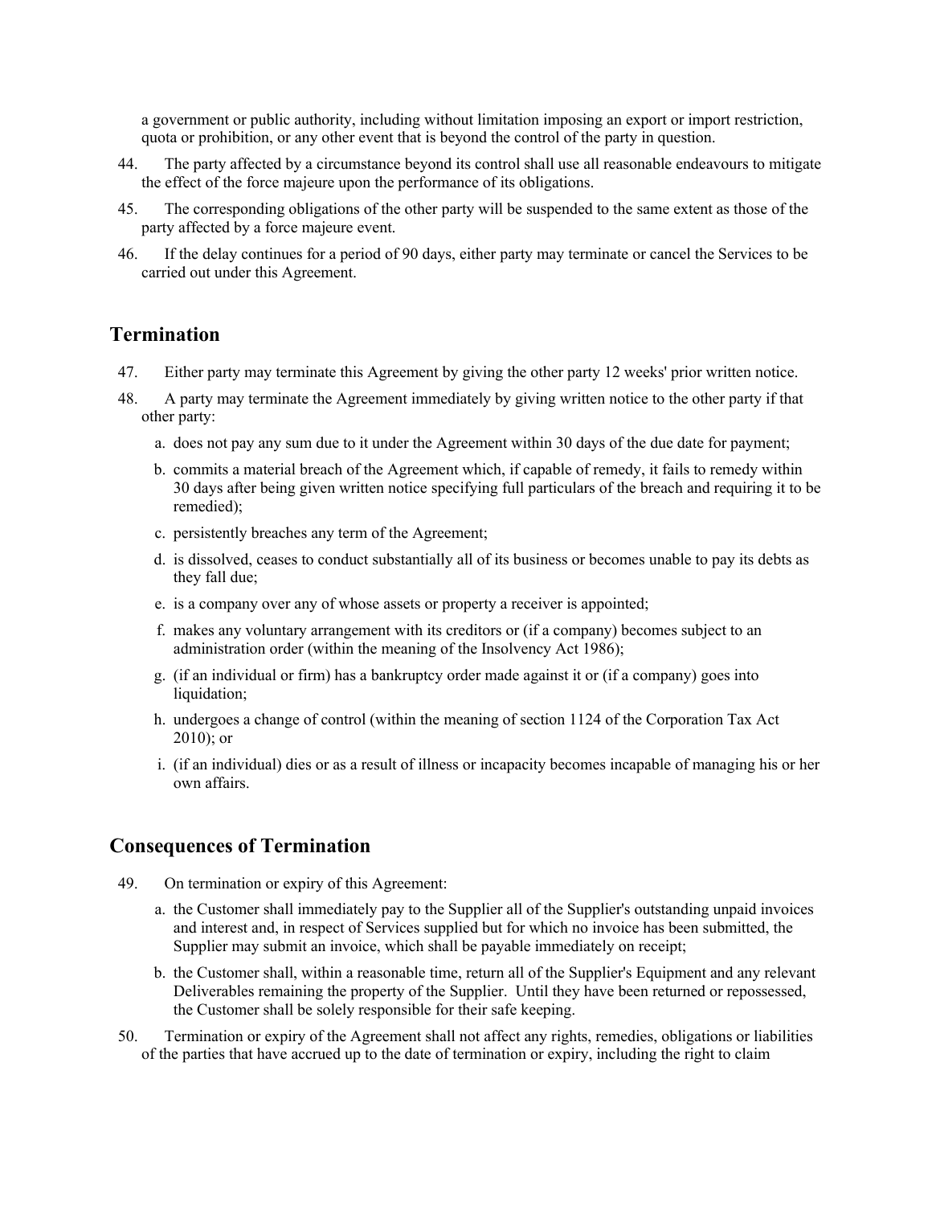a government or public authority, including without limitation imposing an export or import restriction, quota or prohibition, or any other event that is beyond the control of the party in question.

44. The party affected by a circumstance beyond its control shall use all reasonable endeavours to mitigate the effect of the force majeure upon the performance of its obligations.

45. The corresponding obligations of the other party will be suspended to the same extent as those of the party affected by a force majeure event.

46. If the delay continues for a period of 90 days, either party may terminate or cancel the Services to be carried out under this Agreement.

## Termination

47. Either party may terminate this Agreement by giving the other party 12 weeks' prior written notice.

48. A party may terminate the Agreement immediately by giving written notice to the other party if that other party:

   a. does not pay any sum due to it under the Agreement within 30 days of the due date for payment;

   b. commits a material breach of the Agreement which, if capable of remedy, it fails to remedy within 30 days after being given written notice specifying full particulars of the breach and requiring it to be remedied);

   c. persistently breaches any term of the Agreement;

   d. is dissolved, ceases to conduct substantially all of its business or becomes unable to pay its debts as they fall due;

   e. is a company over any of whose assets or property a receiver is appointed;

   f. makes any voluntary arrangement with its creditors or (if a company) becomes subject to an administration order (within the meaning of the Insolvency Act 1986);

   g. (if an individual or firm) has a bankruptcy order made against it or (if a company) goes into liquidation;

   h. undergoes a change of control (within the meaning of section 1124 of the Corporation Tax Act 2010); or

   i. (if an individual) dies or as a result of illness or incapacity becomes incapable of managing his or her own affairs.

## Consequences of Termination

49. On termination or expiry of this Agreement:

   a. the Customer shall immediately pay to the Supplier all of the Supplier's outstanding unpaid invoices and interest and, in respect of Services supplied but for which no invoice has been submitted, the Supplier may submit an invoice, which shall be payable immediately on receipt;

   b. the Customer shall, within a reasonable time, return all of the Supplier's Equipment and any relevant Deliverables remaining the property of the Supplier. Until they have been returned or repossessed, the Customer shall be solely responsible for their safe keeping.

50. Termination or expiry of the Agreement shall not affect any rights, remedies, obligations or liabilities of the parties that have accrued up to the date of termination or expiry, including the right to claim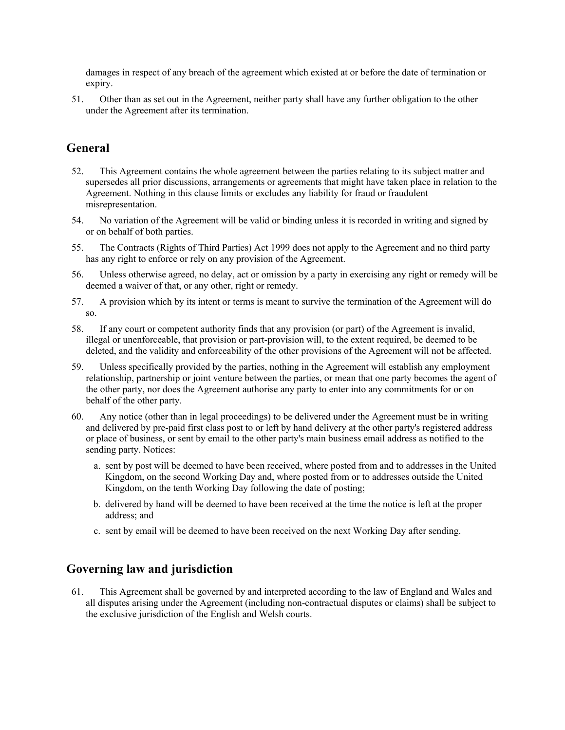damages in respect of any breach of the agreement which existed at or before the date of termination or expiry.

51. Other than as set out in the Agreement, neither party shall have any further obligation to the other under the Agreement after its termination.

## General

52. This Agreement contains the whole agreement between the parties relating to its subject matter and supersedes all prior discussions, arrangements or agreements that might have taken place in relation to the Agreement. Nothing in this clause limits or excludes any liability for fraud or fraudulent misrepresentation.

54. No variation of the Agreement will be valid or binding unless it is recorded in writing and signed by or on behalf of both parties.

55. The Contracts (Rights of Third Parties) Act 1999 does not apply to the Agreement and no third party has any right to enforce or rely on any provision of the Agreement.

56. Unless otherwise agreed, no delay, act or omission by a party in exercising any right or remedy will be deemed a waiver of that, or any other, right or remedy.

57. A provision which by its intent or terms is meant to survive the termination of the Agreement will do so.

58. If any court or competent authority finds that any provision (or part) of the Agreement is invalid, illegal or unenforceable, that provision or part-provision will, to the extent required, be deemed to be deleted, and the validity and enforceability of the other provisions of the Agreement will not be affected.

59. Unless specifically provided by the parties, nothing in the Agreement will establish any employment relationship, partnership or joint venture between the parties, or mean that one party becomes the agent of the other party, nor does the Agreement authorise any party to enter into any commitments for or on behalf of the other party.

60. Any notice (other than in legal proceedings) to be delivered under the Agreement must be in writing and delivered by pre-paid first class post to or left by hand delivery at the other party's registered address or place of business, or sent by email to the other party's main business email address as notified to the sending party. Notices:

   a. sent by post will be deemed to have been received, where posted from and to addresses in the United Kingdom, on the second Working Day and, where posted from or to addresses outside the United Kingdom, on the tenth Working Day following the date of posting;

   b. delivered by hand will be deemed to have been received at the time the notice is left at the proper address; and

   c. sent by email will be deemed to have been received on the next Working Day after sending.

## Governing law and jurisdiction

61. This Agreement shall be governed by and interpreted according to the law of England and Wales and all disputes arising under the Agreement (including non-contractual disputes or claims) shall be subject to the exclusive jurisdiction of the English and Welsh courts.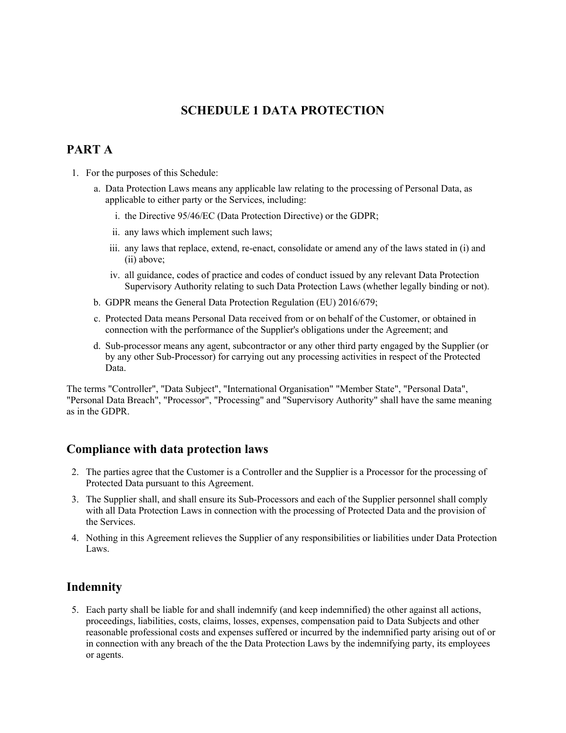# SCHEDULE 1 DATA PROTECTION

## PART A

1. For the purposes of this Schedule:
    a. Data Protection Laws means any applicable law relating to the processing of Personal Data, as applicable to either party or the Services, including:
        i. the Directive 95/46/EC (Data Protection Directive) or the GDPR;
        ii. any laws which implement such laws;
        iii. any laws that replace, extend, re-enact, consolidate or amend any of the laws stated in (i) and (ii) above;
        iv. all guidance, codes of practice and codes of conduct issued by any relevant Data Protection Supervisory Authority relating to such Data Protection Laws (whether legally binding or not).
    b. GDPR means the General Data Protection Regulation (EU) 2016/679;
    c. Protected Data means Personal Data received from or on behalf of the Customer, or obtained in connection with the performance of the Supplier's obligations under the Agreement; and
    d. Sub-processor means any agent, subcontractor or any other third party engaged by the Supplier (or by any other Sub-Processor) for carrying out any processing activities in respect of the Protected Data.

The terms "Controller", "Data Subject", "International Organisation" "Member State", "Personal Data", "Personal Data Breach", "Processor", "Processing" and "Supervisory Authority" shall have the same meaning as in the GDPR.

## Compliance with data protection laws

2. The parties agree that the Customer is a Controller and the Supplier is a Processor for the processing of Protected Data pursuant to this Agreement.
3. The Supplier shall, and shall ensure its Sub-Processors and each of the Supplier personnel shall comply with all Data Protection Laws in connection with the processing of Protected Data and the provision of the Services.
4. Nothing in this Agreement relieves the Supplier of any responsibilities or liabilities under Data Protection Laws.

## Indemnity

5. Each party shall be liable for and shall indemnify (and keep indemnified) the other against all actions, proceedings, liabilities, costs, claims, losses, expenses, compensation paid to Data Subjects and other reasonable professional costs and expenses suffered or incurred by the indemnified party arising out of or in connection with any breach of the the Data Protection Laws by the indemnifying party, its employees or agents.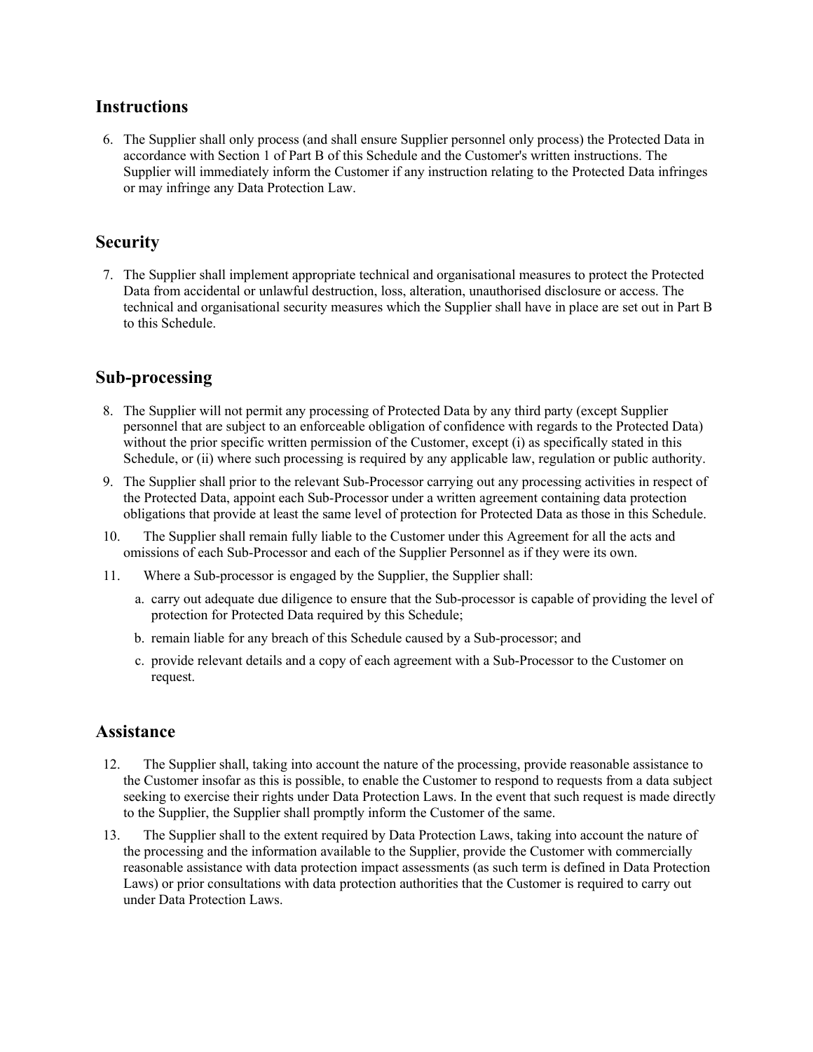## Instructions

6. The Supplier shall only process (and shall ensure Supplier personnel only process) the Protected Data in accordance with Section 1 of Part B of this Schedule and the Customer's written instructions. The Supplier will immediately inform the Customer if any instruction relating to the Protected Data infringes or may infringe any Data Protection Law.

## Security

7. The Supplier shall implement appropriate technical and organisational measures to protect the Protected Data from accidental or unlawful destruction, loss, alteration, unauthorised disclosure or access. The technical and organisational security measures which the Supplier shall have in place are set out in Part B to this Schedule.

## Sub-processing

8. The Supplier will not permit any processing of Protected Data by any third party (except Supplier personnel that are subject to an enforceable obligation of confidence with regards to the Protected Data) without the prior specific written permission of the Customer, except (i) as specifically stated in this Schedule, or (ii) where such processing is required by any applicable law, regulation or public authority.
9. The Supplier shall prior to the relevant Sub-Processor carrying out any processing activities in respect of the Protected Data, appoint each Sub-Processor under a written agreement containing data protection obligations that provide at least the same level of protection for Protected Data as those in this Schedule.
10. The Supplier shall remain fully liable to the Customer under this Agreement for all the acts and omissions of each Sub-Processor and each of the Supplier Personnel as if they were its own.
11. Where a Sub-processor is engaged by the Supplier, the Supplier shall:
    a. carry out adequate due diligence to ensure that the Sub-processor is capable of providing the level of protection for Protected Data required by this Schedule;
    b. remain liable for any breach of this Schedule caused by a Sub-processor; and
    c. provide relevant details and a copy of each agreement with a Sub-Processor to the Customer on request.

## Assistance

12. The Supplier shall, taking into account the nature of the processing, provide reasonable assistance to the Customer insofar as this is possible, to enable the Customer to respond to requests from a data subject seeking to exercise their rights under Data Protection Laws. In the event that such request is made directly to the Supplier, the Supplier shall promptly inform the Customer of the same.
13. The Supplier shall to the extent required by Data Protection Laws, taking into account the nature of the processing and the information available to the Supplier, provide the Customer with commercially reasonable assistance with data protection impact assessments (as such term is defined in Data Protection Laws) or prior consultations with data protection authorities that the Customer is required to carry out under Data Protection Laws.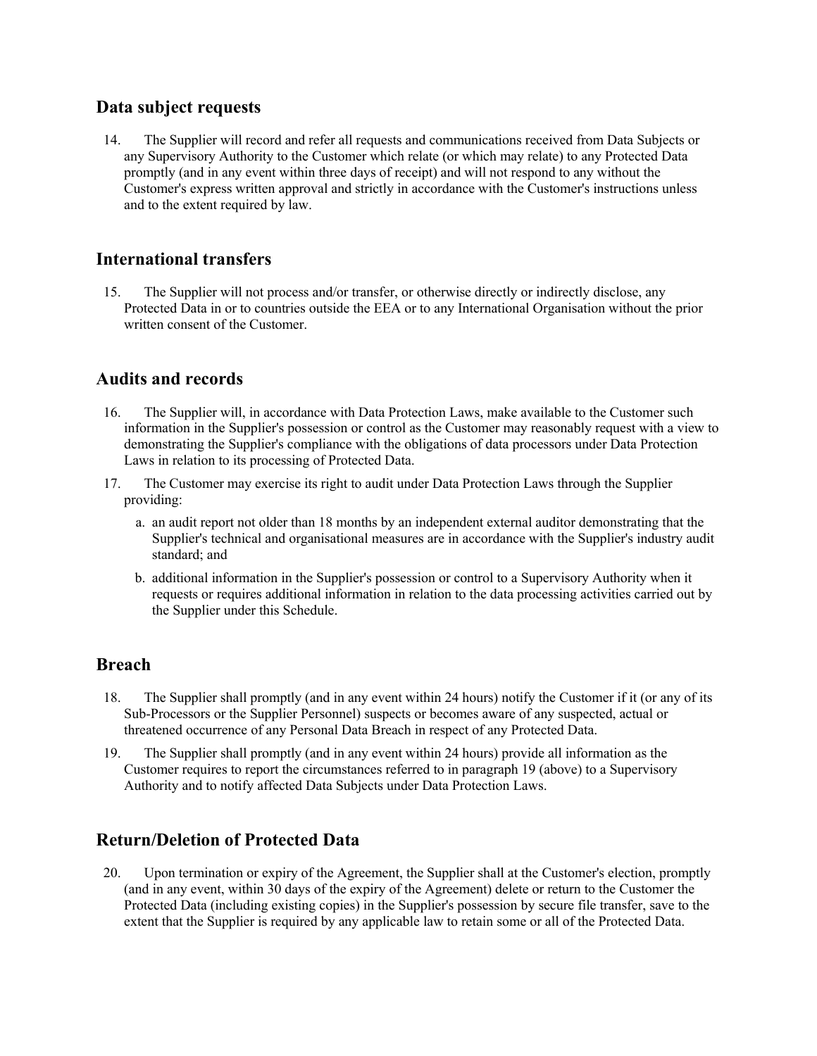## Data subject requests

14. The Supplier will record and refer all requests and communications received from Data Subjects or any Supervisory Authority to the Customer which relate (or which may relate) to any Protected Data promptly (and in any event within three days of receipt) and will not respond to any without the Customer's express written approval and strictly in accordance with the Customer's instructions unless and to the extent required by law.

## International transfers

15. The Supplier will not process and/or transfer, or otherwise directly or indirectly disclose, any Protected Data in or to countries outside the EEA or to any International Organisation without the prior written consent of the Customer.

## Audits and records

16. The Supplier will, in accordance with Data Protection Laws, make available to the Customer such information in the Supplier's possession or control as the Customer may reasonably request with a view to demonstrating the Supplier's compliance with the obligations of data processors under Data Protection Laws in relation to its processing of Protected Data.
17. The Customer may exercise its right to audit under Data Protection Laws through the Supplier providing:
    a. an audit report not older than 18 months by an independent external auditor demonstrating that the Supplier's technical and organisational measures are in accordance with the Supplier's industry audit standard; and
    b. additional information in the Supplier's possession or control to a Supervisory Authority when it requests or requires additional information in relation to the data processing activities carried out by the Supplier under this Schedule.

## Breach

18. The Supplier shall promptly (and in any event within 24 hours) notify the Customer if it (or any of its Sub-Processors or the Supplier Personnel) suspects or becomes aware of any suspected, actual or threatened occurrence of any Personal Data Breach in respect of any Protected Data.
19. The Supplier shall promptly (and in any event within 24 hours) provide all information as the Customer requires to report the circumstances referred to in paragraph 19 (above) to a Supervisory Authority and to notify affected Data Subjects under Data Protection Laws.

## Return/Deletion of Protected Data

20. Upon termination or expiry of the Agreement, the Supplier shall at the Customer's election, promptly (and in any event, within 30 days of the expiry of the Agreement) delete or return to the Customer the Protected Data (including existing copies) in the Supplier's possession by secure file transfer, save to the extent that the Supplier is required by any applicable law to retain some or all of the Protected Data.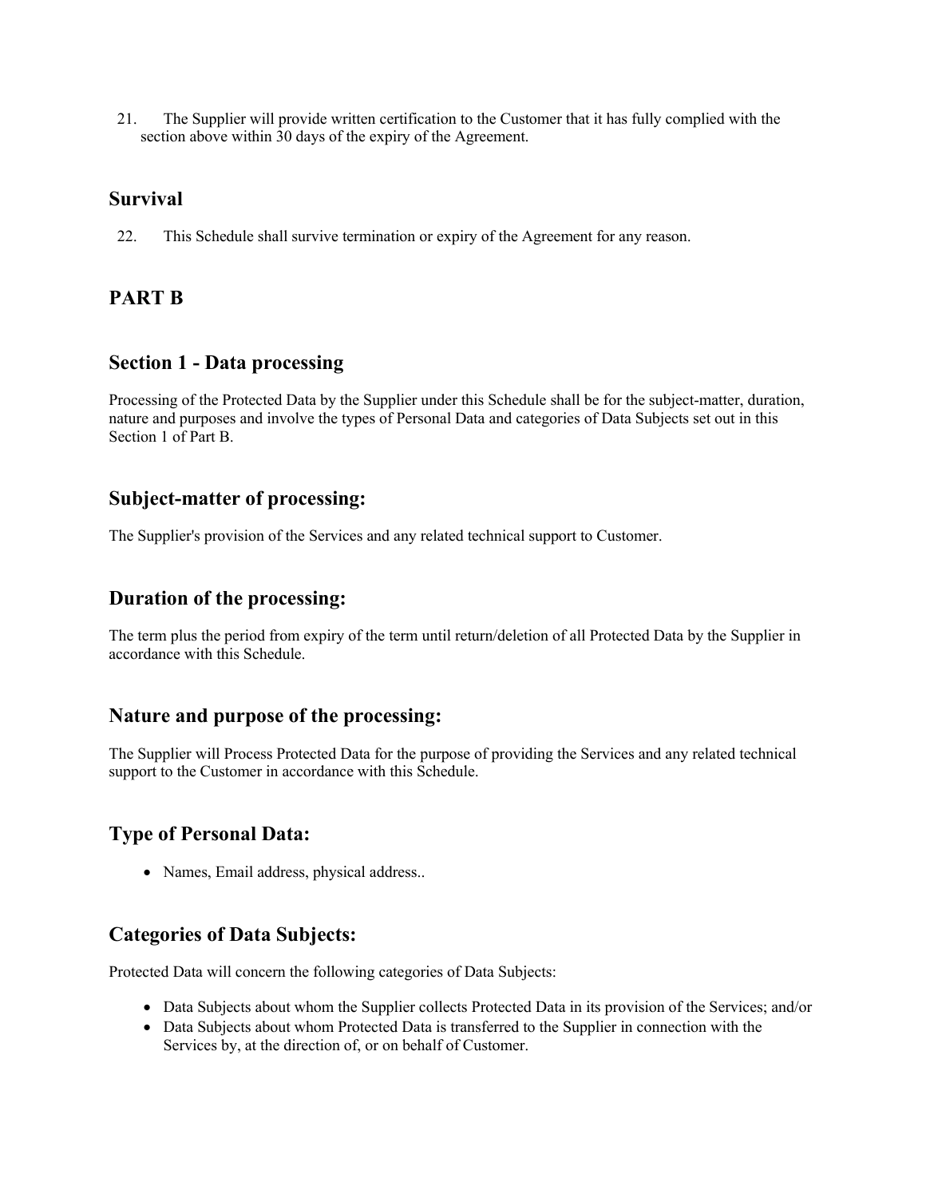21. The Supplier will provide written certification to the Customer that it has fully complied with the section above within 30 days of the expiry of the Agreement.

## Survival

22. This Schedule shall survive termination or expiry of the Agreement for any reason.

## PART B

## Section 1 - Data processing

Processing of the Protected Data by the Supplier under this Schedule shall be for the subject-matter, duration, nature and purposes and involve the types of Personal Data and categories of Data Subjects set out in this Section 1 of Part B.

## Subject-matter of processing:

The Supplier's provision of the Services and any related technical support to Customer.

## Duration of the processing:

The term plus the period from expiry of the term until return/deletion of all Protected Data by the Supplier in accordance with this Schedule.

## Nature and purpose of the processing:

The Supplier will Process Protected Data for the purpose of providing the Services and any related technical support to the Customer in accordance with this Schedule.

## Type of Personal Data:

- Names, Email address, physical address..

## Categories of Data Subjects:

Protected Data will concern the following categories of Data Subjects:

- Data Subjects about whom the Supplier collects Protected Data in its provision of the Services; and/or
- Data Subjects about whom Protected Data is transferred to the Supplier in connection with the Services by, at the direction of, or on behalf of Customer.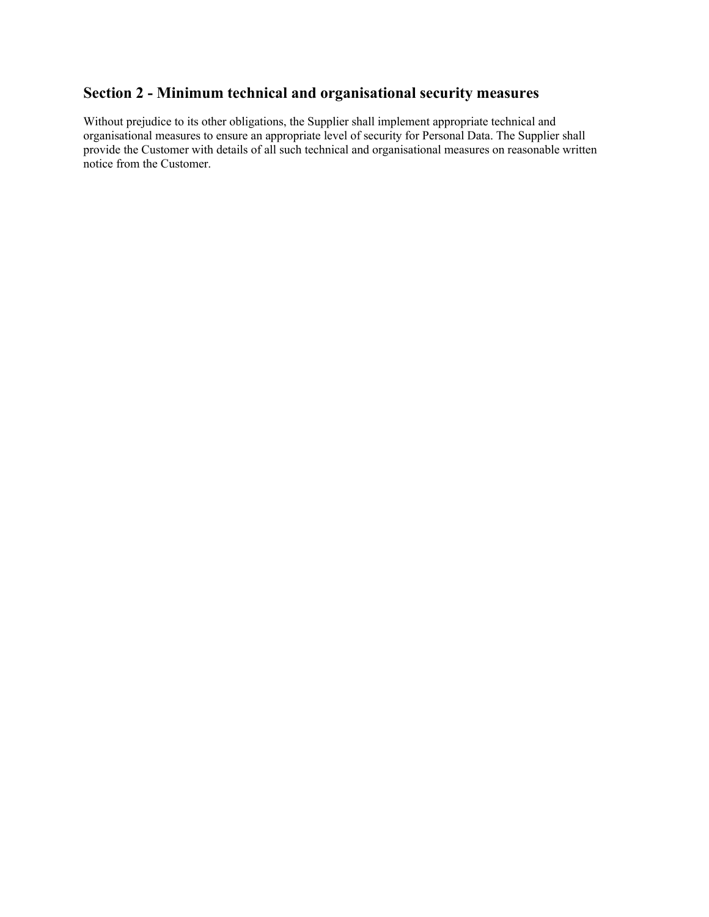## Section 2 - Minimum technical and organisational security measures

Without prejudice to its other obligations, the Supplier shall implement appropriate technical and organisational measures to ensure an appropriate level of security for Personal Data. The Supplier shall provide the Customer with details of all such technical and organisational measures on reasonable written notice from the Customer.